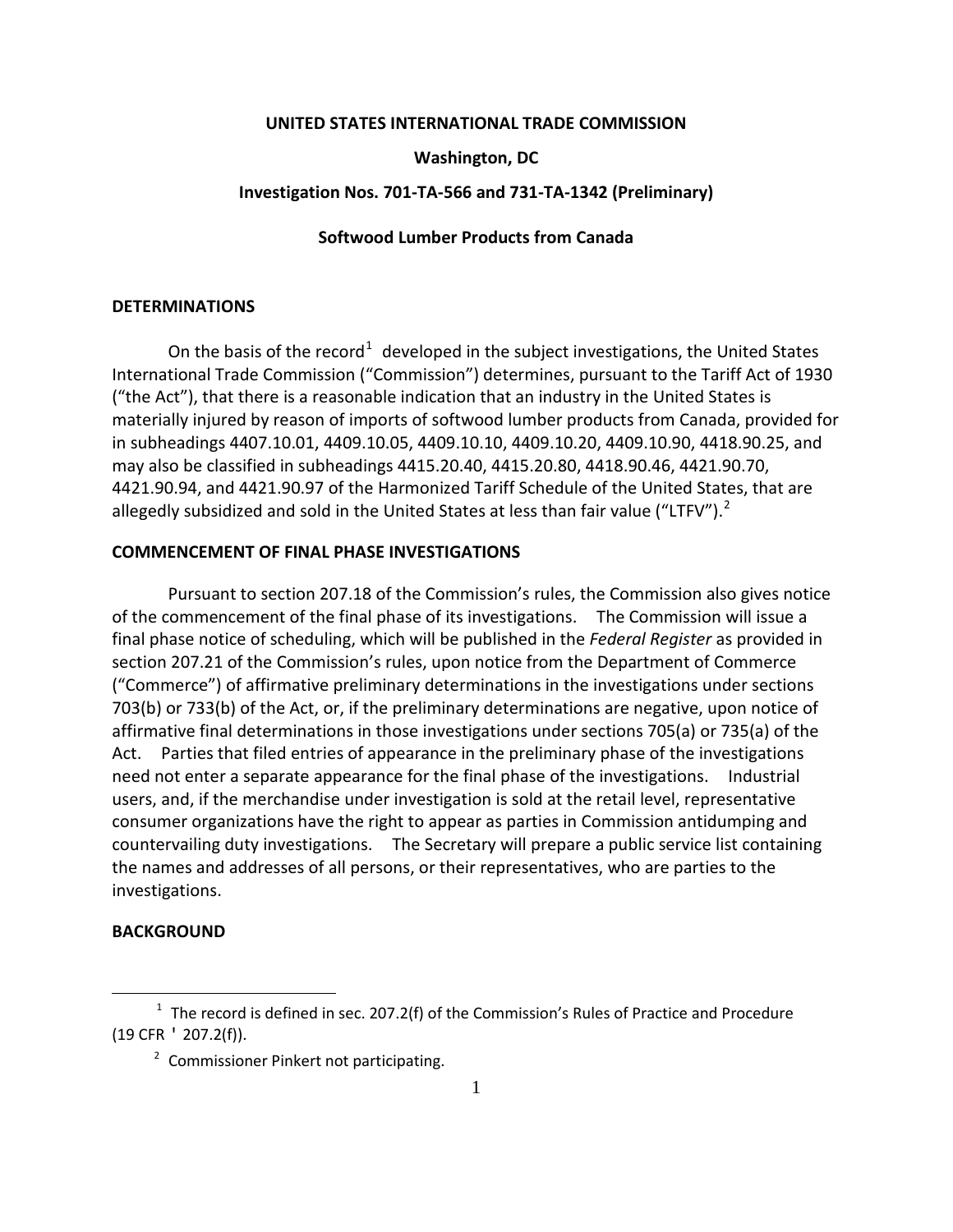**UNITED STATES INTERNATIONAL TRADE COMMISSION**

**Washington, DC**

**Investigation Nos. 701-TA-566 and 731-TA-1342 (Preliminary)**

**Softwood Lumber Products from Canada**

## DETERMINATIONS

On the basis of the record[1] developed in the subject investigations, the United States International Trade Commission ("Commission") determines, pursuant to the Tariff Act of 1930 ("the Act"), that there is a reasonable indication that an industry in the United States is materially injured by reason of imports of softwood lumber products from Canada, provided for in subheadings 4407.10.01, 4409.10.05, 4409.10.10, 4409.10.20, 4409.10.90, 4418.90.25, and may also be classified in subheadings 4415.20.40, 4415.20.80, 4418.90.46, 4421.90.70, 4421.90.94, and 4421.90.97 of the Harmonized Tariff Schedule of the United States, that are allegedly subsidized and sold in the United States at less than fair value ("LTFV").[2]

## COMMENCEMENT OF FINAL PHASE INVESTIGATIONS

Pursuant to section 207.18 of the Commission's rules, the Commission also gives notice of the commencement of the final phase of its investigations. The Commission will issue a final phase notice of scheduling, which will be published in the *Federal Register* as provided in section 207.21 of the Commission's rules, upon notice from the Department of Commerce ("Commerce") of affirmative preliminary determinations in the investigations under sections 703(b) or 733(b) of the Act, or, if the preliminary determinations are negative, upon notice of affirmative final determinations in those investigations under sections 705(a) or 735(a) of the Act. Parties that filed entries of appearance in the preliminary phase of the investigations need not enter a separate appearance for the final phase of the investigations. Industrial users, and, if the merchandise under investigation is sold at the retail level, representative consumer organizations have the right to appear as parties in Commission antidumping and countervailing duty investigations. The Secretary will prepare a public service list containing the names and addresses of all persons, or their representatives, who are parties to the investigations.

## BACKGROUND

---

[1] The record is defined in sec. 207.2(f) of the Commission's Rules of Practice and Procedure (19 CFR ' 207.2(f)).

[2] Commissioner Pinkert not participating.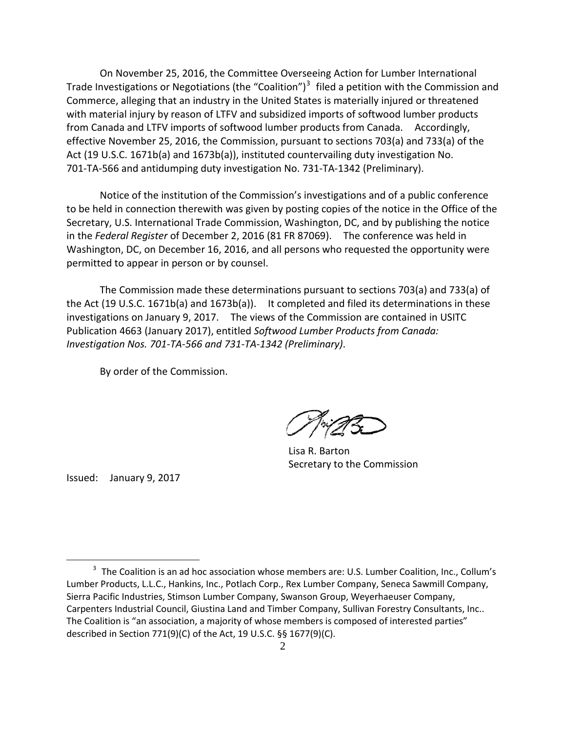On November 25, 2016, the Committee Overseeing Action for Lumber International Trade Investigations or Negotiations (the "Coalition")[3] filed a petition with the Commission and Commerce, alleging that an industry in the United States is materially injured or threatened with material injury by reason of LTFV and subsidized imports of softwood lumber products from Canada and LTFV imports of softwood lumber products from Canada. Accordingly, effective November 25, 2016, the Commission, pursuant to sections 703(a) and 733(a) of the Act (19 U.S.C. 1671b(a) and 1673b(a)), instituted countervailing duty investigation No. 701-TA-566 and antidumping duty investigation No. 731-TA-1342 (Preliminary).

Notice of the institution of the Commission's investigations and of a public conference to be held in connection therewith was given by posting copies of the notice in the Office of the Secretary, U.S. International Trade Commission, Washington, DC, and by publishing the notice in the *Federal Register* of December 2, 2016 (81 FR 87069). The conference was held in Washington, DC, on December 16, 2016, and all persons who requested the opportunity were permitted to appear in person or by counsel.

The Commission made these determinations pursuant to sections 703(a) and 733(a) of the Act (19 U.S.C. 1671b(a) and 1673b(a)). It completed and filed its determinations in these investigations on January 9, 2017. The views of the Commission are contained in USITC Publication 4663 (January 2017), entitled *Softwood Lumber Products from Canada: Investigation Nos. 701-TA-566 and 731-TA-1342 (Preliminary)*.

By order of the Commission.

Lisa R. Barton
Secretary to the Commission

Issued: January 9, 2017

[3] The Coalition is an ad hoc association whose members are: U.S. Lumber Coalition, Inc., Collum's Lumber Products, L.L.C., Hankins, Inc., Potlach Corp., Rex Lumber Company, Seneca Sawmill Company, Sierra Pacific Industries, Stimson Lumber Company, Swanson Group, Weyerhaeuser Company, Carpenters Industrial Council, Giustina Land and Timber Company, Sullivan Forestry Consultants, Inc.. The Coalition is "an association, a majority of whose members is composed of interested parties" described in Section 771(9)(C) of the Act, 19 U.S.C. §§ 1677(9)(C).